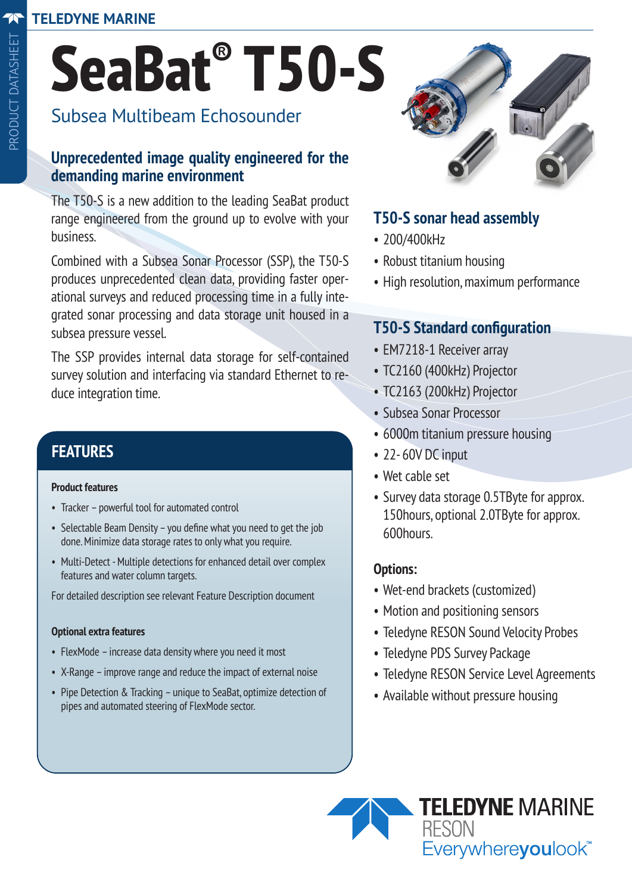# SeaBat® T50-S

## Subsea Multibeam Echosounder

### Unprecedented image quality engineered for the demanding marine environment

The T50-S is a new addition to the leading SeaBat product range engineered from the ground up to evolve with your business.

Combined with a Subsea Sonar Processor (SSP), the T50-S produces unprecedented clean data, providing faster operational surveys and reduced processing time in a fully integrated sonar processing and data storage unit housed in a subsea pressure vessel.

The SSP provides internal data storage for self-contained survey solution and interfacing via standard Ethernet to reduce integration time.

## FEATURES

**Product features**

- Tracker – powerful tool for automated control
- Selectable Beam Density – you define what you need to get the job done. Minimize data storage rates to only what you require.
- Multi-Detect - Multiple detections for enhanced detail over complex features and water column targets.

For detailed description see relevant Feature Description document

**Optional extra features**

- FlexMode – increase data density where you need it most
- X-Range – improve range and reduce the impact of external noise
- Pipe Detection & Tracking – unique to SeaBat, optimize detection of pipes and automated steering of FlexMode sector.

### T50-S sonar head assembly

- 200/400kHz
- Robust titanium housing
- High resolution, maximum performance

### T50-S Standard configuration

- EM7218-1 Receiver array
- TC2160 (400kHz) Projector
- TC2163 (200kHz) Projector
- Subsea Sonar Processor
- 6000m titanium pressure housing
- 22- 60V DC input
- Wet cable set
- Survey data storage 0.5TByte for approx. 150hours, optional 2.0TByte for approx. 600hours.

**Options:**

- Wet-end brackets (customized)
- Motion and positioning sensors
- Teledyne RESON Sound Velocity Probes
- Teledyne PDS Survey Package
- Teledyne RESON Service Level Agreements
- Available without pressure housing

TELEDYNE MARINE RESON
Everywhereyoulook™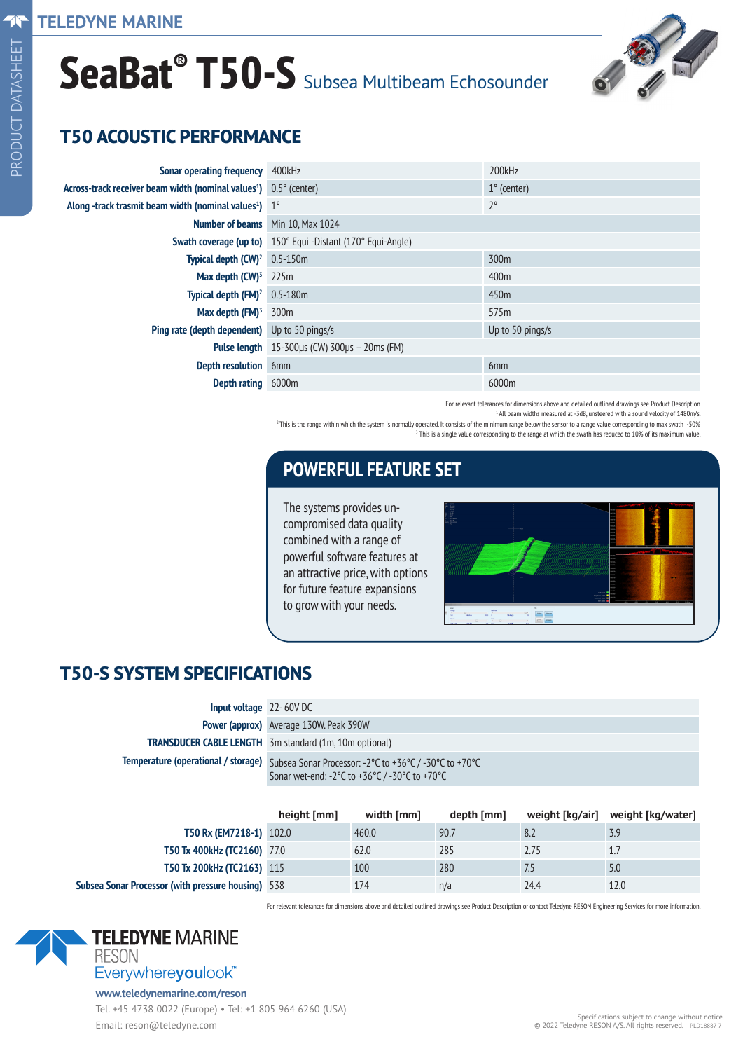# SeaBat® T50-S Subsea Multibeam Echosounder

## T50 ACOUSTIC PERFORMANCE

| | | |
|---|---|---|
| Sonar operating frequency | 400kHz | 200kHz |
| Across-track receiver beam width (nominal values[1]) | 0.5° (center) | 1° (center) |
| Along -track trasmit beam width (nominal values[1]) | 1° | 2° |
| Number of beams | Min 10, Max 1024 | |
| Swath coverage (up to) | 150° Equi -Distant (170° Equi-Angle) | |
| Typical depth (CW)[2] | 0.5-150m | 300m |
| Max depth (CW)[3] | 225m | 400m |
| Typical depth (FM)[2] | 0.5-180m | 450m |
| Max depth (FM)[3] | 300m | 575m |
| Ping rate (depth dependent) | Up to 50 pings/s | Up to 50 pings/s |
| Pulse length | 15-300µs (CW) 300µs – 20ms (FM) | |
| Depth resolution | 6mm | 6mm |
| Depth rating | 6000m | 6000m |

For relevant tolerances for dimensions above and detailed outlined drawings see Product Description

[1] All beam widths measured at -3dB, unsteered with a sound velocity of 1480m/s.

[2] This is the range within which the system is normally operated. It consists of the minimum range below the sensor to a range value corresponding to max swath -50%

[3] This is a single value corresponding to the range at which the swath has reduced to 10% of its maximum value.

## POWERFUL FEATURE SET

The systems provides uncompromised data quality combined with a range of powerful software features at an attractive price, with options for future feature expansions to grow with your needs.

## T50-S SYSTEM SPECIFICATIONS

| | |
|---|---|
| Input voltage | 22- 60V DC |
| Power (approx) | Average 130W. Peak 390W |
| TRANSDUCER CABLE LENGTH | 3m standard (1m, 10m optional) |
| Temperature (operational / storage) | Subsea Sonar Processor: -2°C to +36°C / -30°C to +70°C<br>Sonar wet-end: -2°C to +36°C / -30°C to +70°C |

| | height [mm] | width [mm] | depth [mm] | weight [kg/air] | weight [kg/water] |
|---|---|---|---|---|---|
| T50 Rx (EM7218-1) | 102.0 | 460.0 | 90.7 | 8.2 | 3.9 |
| T50 Tx 400kHz (TC2160) | 77.0 | 62.0 | 285 | 2.75 | 1.7 |
| T50 Tx 200kHz (TC2163) | 115 | 100 | 280 | 7.5 | 5.0 |
| Subsea Sonar Processor (with pressure housing) | 538 | 174 | n/a | 24.4 | 12.0 |

For relevant tolerances for dimensions above and detailed outlined drawings see Product Description or contact Teledyne RESON Engineering Services for more information.

TELEDYNE MARINE
RESON
Everywhereyoulook™

www.teledynemarine.com/reson

Tel. +45 4738 0022 (Europe) • Tel: +1 805 964 6260 (USA)

Email: reson@teledyne.com

Specifications subject to change without notice.
© 2022 Teledyne RESON A/S. All rights reserved. PLD18887-7